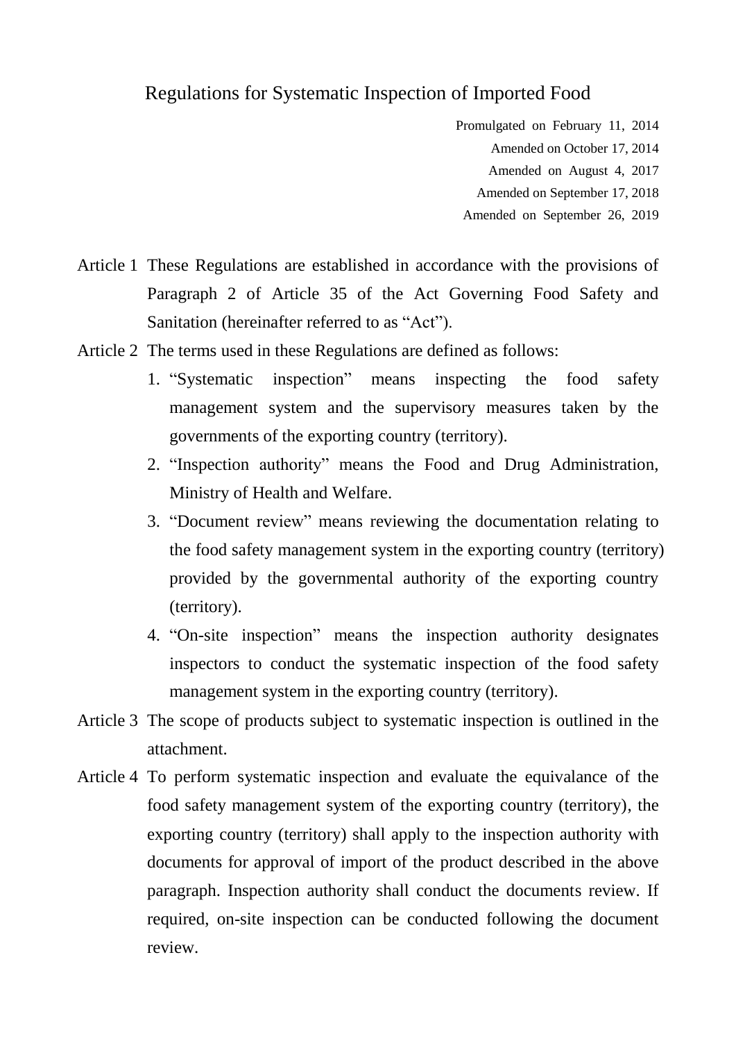# Regulations for Systematic Inspection of Imported Food

Promulgated on February 11, 2014
Amended on October 17, 2014
Amended on August 4, 2017
Amended on September 17, 2018
Amended on September 26, 2019

Article 1 These Regulations are established in accordance with the provisions of Paragraph 2 of Article 35 of the Act Governing Food Safety and Sanitation (hereinafter referred to as "Act").

Article 2 The terms used in these Regulations are defined as follows:

1. "Systematic inspection" means inspecting the food safety management system and the supervisory measures taken by the governments of the exporting country (territory).
2. "Inspection authority" means the Food and Drug Administration, Ministry of Health and Welfare.
3. "Document review" means reviewing the documentation relating to the food safety management system in the exporting country (territory) provided by the governmental authority of the exporting country (territory).
4. "On-site inspection" means the inspection authority designates inspectors to conduct the systematic inspection of the food safety management system in the exporting country (territory).

Article 3 The scope of products subject to systematic inspection is outlined in the attachment.

Article 4 To perform systematic inspection and evaluate the equivalance of the food safety management system of the exporting country (territory), the exporting country (territory) shall apply to the inspection authority with documents for approval of import of the product described in the above paragraph. Inspection authority shall conduct the documents review. If required, on-site inspection can be conducted following the document review.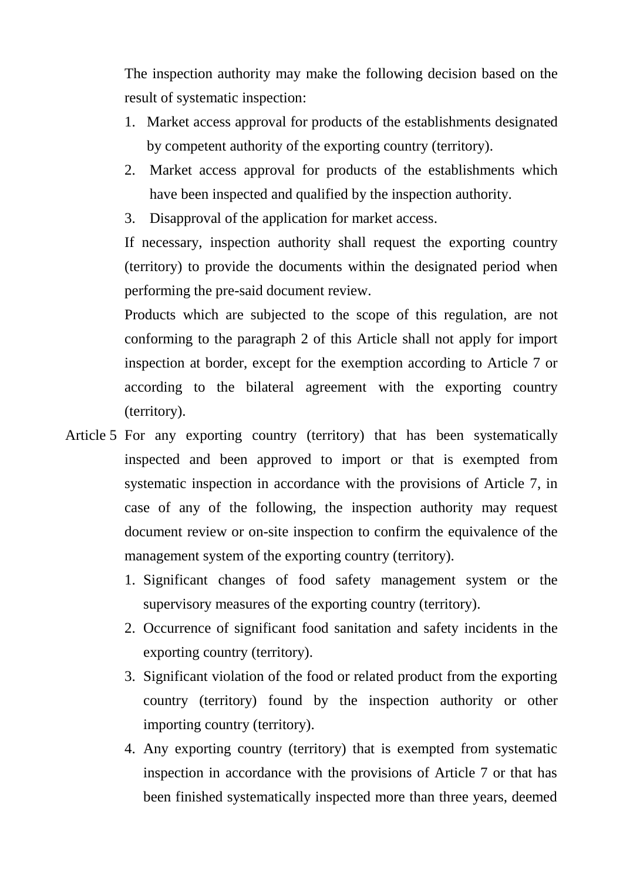The inspection authority may make the following decision based on the result of systematic inspection:

1. Market access approval for products of the establishments designated by competent authority of the exporting country (territory).
2. Market access approval for products of the establishments which have been inspected and qualified by the inspection authority.
3. Disapproval of the application for market access.

If necessary, inspection authority shall request the exporting country (territory) to provide the documents within the designated period when performing the pre-said document review.

Products which are subjected to the scope of this regulation, are not conforming to the paragraph 2 of this Article shall not apply for import inspection at border, except for the exemption according to Article 7 or according to the bilateral agreement with the exporting country (territory).

Article 5 For any exporting country (territory) that has been systematically inspected and been approved to import or that is exempted from systematic inspection in accordance with the provisions of Article 7, in case of any of the following, the inspection authority may request document review or on-site inspection to confirm the equivalence of the management system of the exporting country (territory).

1. Significant changes of food safety management system or the supervisory measures of the exporting country (territory).
2. Occurrence of significant food sanitation and safety incidents in the exporting country (territory).
3. Significant violation of the food or related product from the exporting country (territory) found by the inspection authority or other importing country (territory).
4. Any exporting country (territory) that is exempted from systematic inspection in accordance with the provisions of Article 7 or that has been finished systematically inspected more than three years, deemed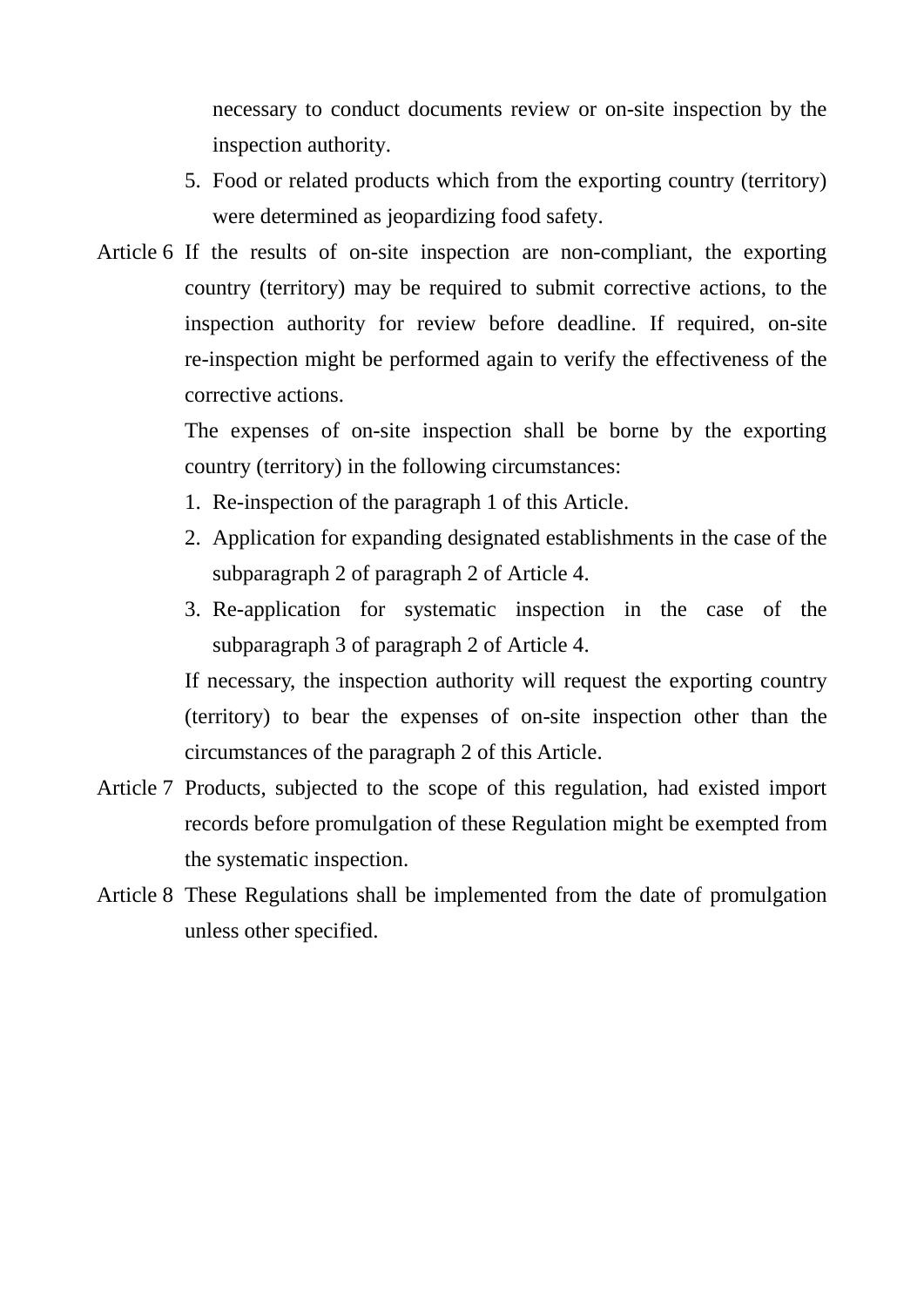necessary to conduct documents review or on-site inspection by the inspection authority.

5. Food or related products which from the exporting country (territory) were determined as jeopardizing food safety.

Article 6 If the results of on-site inspection are non-compliant, the exporting country (territory) may be required to submit corrective actions, to the inspection authority for review before deadline. If required, on-site re-inspection might be performed again to verify the effectiveness of the corrective actions.

The expenses of on-site inspection shall be borne by the exporting country (territory) in the following circumstances:

1. Re-inspection of the paragraph 1 of this Article.
2. Application for expanding designated establishments in the case of the subparagraph 2 of paragraph 2 of Article 4.
3. Re-application for systematic inspection in the case of the subparagraph 3 of paragraph 2 of Article 4.

If necessary, the inspection authority will request the exporting country (territory) to bear the expenses of on-site inspection other than the circumstances of the paragraph 2 of this Article.

Article 7 Products, subjected to the scope of this regulation, had existed import records before promulgation of these Regulation might be exempted from the systematic inspection.

Article 8 These Regulations shall be implemented from the date of promulgation unless other specified.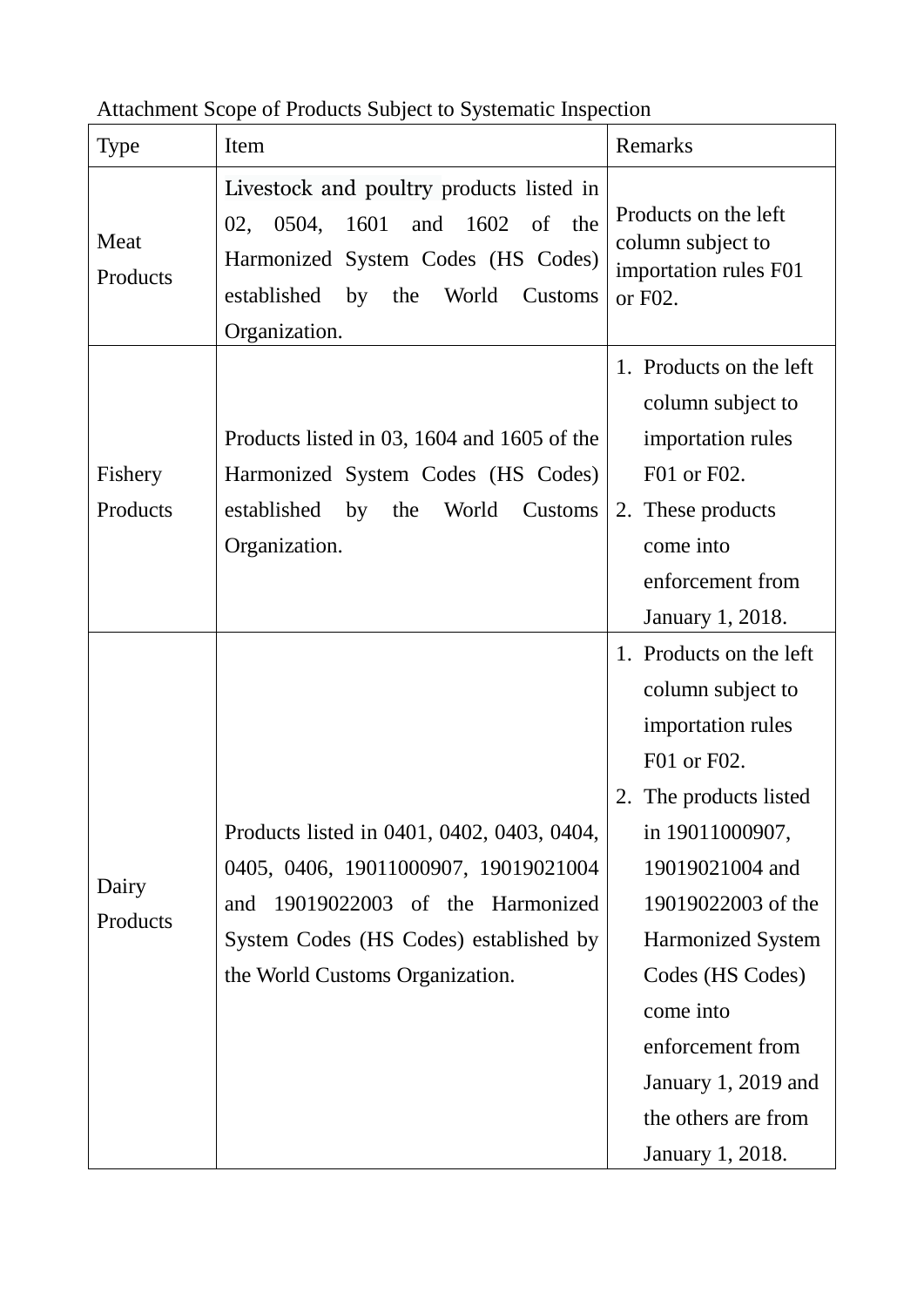Attachment Scope of Products Subject to Systematic Inspection

| Type | Item | Remarks |
|---|---|---|
| Meat Products | Livestock and poultry products listed in 02, 0504, 1601 and 1602 of the Harmonized System Codes (HS Codes) established by the World Customs Organization. | Products on the left column subject to importation rules F01 or F02. |
| Fishery Products | Products listed in 03, 1604 and 1605 of the Harmonized System Codes (HS Codes) established by the World Customs Organization. | 1. Products on the left column subject to importation rules F01 or F02. 2. These products come into enforcement from January 1, 2018. |
| Dairy Products | Products listed in 0401, 0402, 0403, 0404, 0405, 0406, 19011000907, 19019021004 and 19019022003 of the Harmonized System Codes (HS Codes) established by the World Customs Organization. | 1. Products on the left column subject to importation rules F01 or F02. 2. The products listed in 19011000907, 19019021004 and 19019022003 of the Harmonized System Codes (HS Codes) come into enforcement from January 1, 2019 and the others are from January 1, 2018. |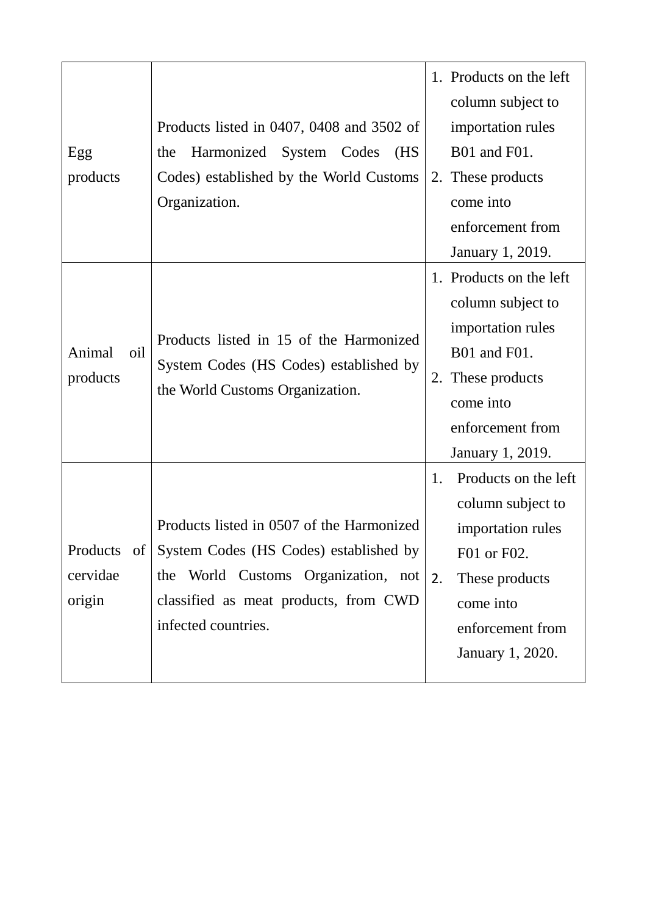| | | |
|---|---|---|
| Egg products | Products listed in 0407, 0408 and 3502 of the Harmonized System Codes (HS Codes) established by the World Customs Organization. | 1. Products on the left column subject to importation rules B01 and F01.<br>2. These products come into enforcement from January 1, 2019. |
| Animal oil products | Products listed in 15 of the Harmonized System Codes (HS Codes) established by the World Customs Organization. | 1. Products on the left column subject to importation rules B01 and F01.<br>2. These products come into enforcement from January 1, 2019. |
| Products of cervidae origin | Products listed in 0507 of the Harmonized System Codes (HS Codes) established by the World Customs Organization, not classified as meat products, from CWD infected countries. | 1. Products on the left column subject to importation rules F01 or F02.<br>2. These products come into enforcement from January 1, 2020. |